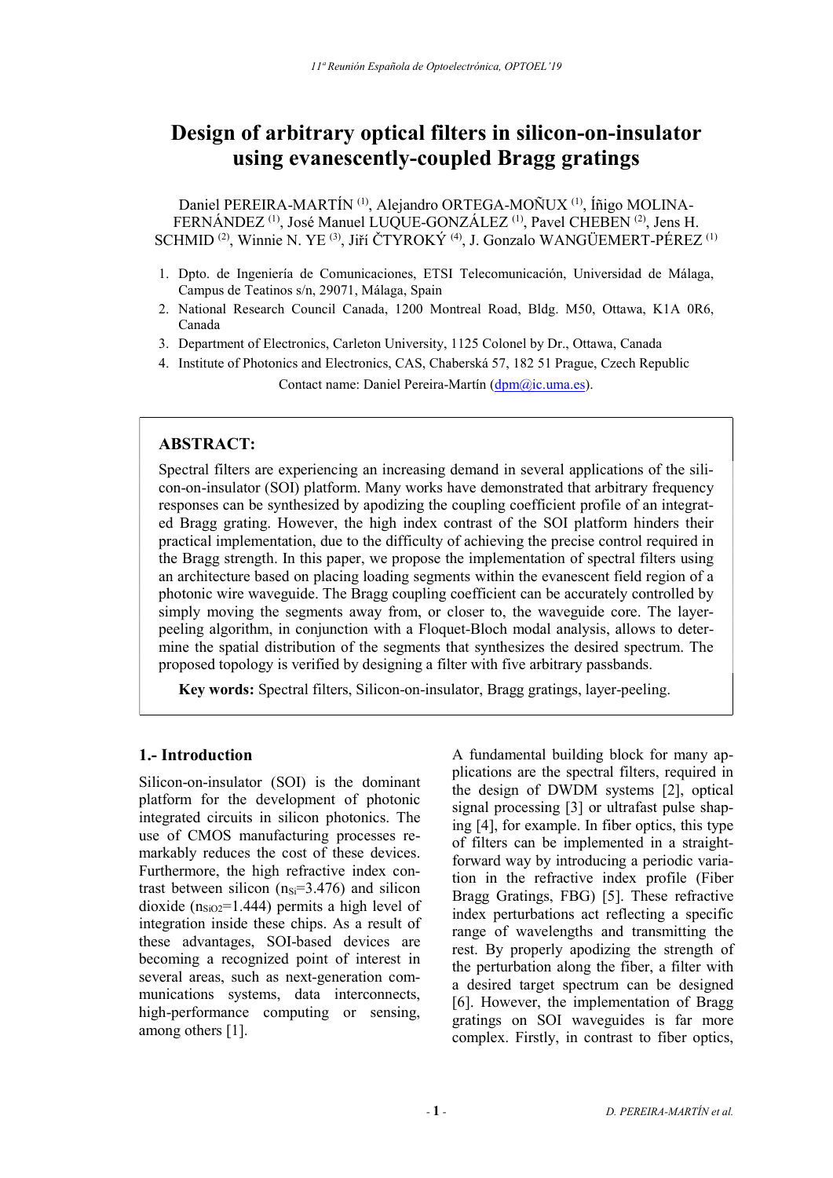# Design of arbitrary optical filters in silicon-on-insulator using evanescently-coupled Bragg gratings

Daniel PEREIRA-MARTÍN [1], Alejandro ORTEGA-MOÑUX [1], Íñigo MOLINA-FERNÁNDEZ [1], José Manuel LUQUE-GONZÁLEZ [1], Pavel CHEBEN [2], Jens H. SCHMID [2], Winnie N. YE [3], Jiří ČTYROKÝ [4], J. Gonzalo WANGÜEMERT-PÉREZ [1]

1. Dpto. de Ingeniería de Comunicaciones, ETSI Telecomunicación, Universidad de Málaga, Campus de Teatinos s/n, 29071, Málaga, Spain
2. National Research Council Canada, 1200 Montreal Road, Bldg. M50, Ottawa, K1A 0R6, Canada
3. Department of Electronics, Carleton University, 1125 Colonel by Dr., Ottawa, Canada
4. Institute of Photonics and Electronics, CAS, Chaberská 57, 182 51 Prague, Czech Republic

Contact name: Daniel Pereira-Martín (dpm@ic.uma.es).

## ABSTRACT:

Spectral filters are experiencing an increasing demand in several applications of the silicon-on-insulator (SOI) platform. Many works have demonstrated that arbitrary frequency responses can be synthesized by apodizing the coupling coefficient profile of an integrated Bragg grating. However, the high index contrast of the SOI platform hinders their practical implementation, due to the difficulty of achieving the precise control required in the Bragg strength. In this paper, we propose the implementation of spectral filters using an architecture based on placing loading segments within the evanescent field region of a photonic wire waveguide. The Bragg coupling coefficient can be accurately controlled by simply moving the segments away from, or closer to, the waveguide core. The layer-peeling algorithm, in conjunction with a Floquet-Bloch modal analysis, allows to determine the spatial distribution of the segments that synthesizes the desired spectrum. The proposed topology is verified by designing a filter with five arbitrary passbands.

**Key words:** Spectral filters, Silicon-on-insulator, Bragg gratings, layer-peeling.

## 1.- Introduction

Silicon-on-insulator (SOI) is the dominant platform for the development of photonic integrated circuits in silicon photonics. The use of CMOS manufacturing processes remarkably reduces the cost of these devices. Furthermore, the high refractive index contrast between silicon ($n_{Si}$=3.476) and silicon dioxide ($n_{SiO2}$=1.444) permits a high level of integration inside these chips. As a result of these advantages, SOI-based devices are becoming a recognized point of interest in several areas, such as next-generation communications systems, data interconnects, high-performance computing or sensing, among others [1].

A fundamental building block for many applications are the spectral filters, required in the design of DWDM systems [2], optical signal processing [3] or ultrafast pulse shaping [4], for example. In fiber optics, this type of filters can be implemented in a straightforward way by introducing a periodic variation in the refractive index profile (Fiber Bragg Gratings, FBG) [5]. These refractive index perturbations act reflecting a specific range of wavelengths and transmitting the rest. By properly apodizing the strength of the perturbation along the fiber, a filter with a desired target spectrum can be designed [6]. However, the implementation of Bragg gratings on SOI waveguides is far more complex. Firstly, in contrast to fiber optics,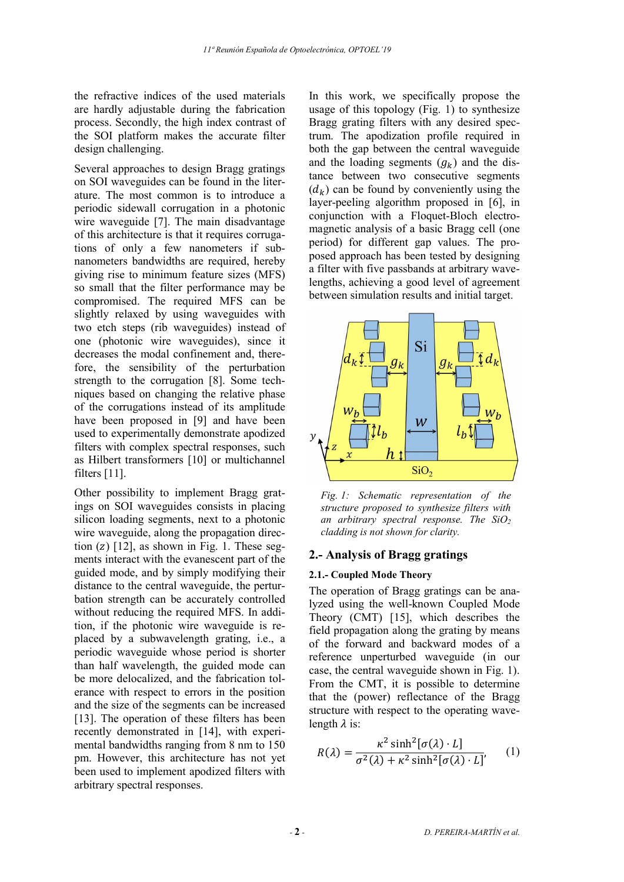the refractive indices of the used materials are hardly adjustable during the fabrication process. Secondly, the high index contrast of the SOI platform makes the accurate filter design challenging.

Several approaches to design Bragg gratings on SOI waveguides can be found in the literature. The most common is to introduce a periodic sidewall corrugation in a photonic wire waveguide [7]. The main disadvantage of this architecture is that it requires corrugations of only a few nanometers if subnanometers bandwidths are required, hereby giving rise to minimum feature sizes (MFS) so small that the filter performance may be compromised. The required MFS can be slightly relaxed by using waveguides with two etch steps (rib waveguides) instead of one (photonic wire waveguides), since it decreases the modal confinement and, therefore, the sensibility of the perturbation strength to the corrugation [8]. Some techniques based on changing the relative phase of the corrugations instead of its amplitude have been proposed in [9] and have been used to experimentally demonstrate apodized filters with complex spectral responses, such as Hilbert transformers [10] or multichannel filters [11].

Other possibility to implement Bragg gratings on SOI waveguides consists in placing silicon loading segments, next to a photonic wire waveguide, along the propagation direction ($z$) [12], as shown in Fig. 1. These segments interact with the evanescent part of the guided mode, and by simply modifying their distance to the central waveguide, the perturbation strength can be accurately controlled without reducing the required MFS. In addition, if the photonic wire waveguide is replaced by a subwavelength grating, i.e., a periodic waveguide whose period is shorter than half wavelength, the guided mode can be more delocalized, and the fabrication tolerance with respect to errors in the position and the size of the segments can be increased [13]. The operation of these filters has been recently demonstrated in [14], with experimental bandwidths ranging from 8 nm to 150 pm. However, this architecture has not yet been used to implement apodized filters with arbitrary spectral responses.

In this work, we specifically propose the usage of this topology (Fig. 1) to synthesize Bragg grating filters with any desired spectrum. The apodization profile required in both the gap between the central waveguide and the loading segments ($g_k$) and the distance between two consecutive segments ($d_k$) can be found by conveniently using the layer-peeling algorithm proposed in [6], in conjunction with a Floquet-Bloch electromagnetic analysis of a basic Bragg cell (one period) for different gap values. The proposed approach has been tested by designing a filter with five passbands at arbitrary wavelengths, achieving a good level of agreement between simulation results and initial target.

*Fig. 1: Schematic representation of the structure proposed to synthesize filters with an arbitrary spectral response. The $SiO_2$ cladding is not shown for clarity.*

## 2.- Analysis of Bragg gratings

### 2.1.- Coupled Mode Theory

The operation of Bragg gratings can be analyzed using the well-known Coupled Mode Theory (CMT) [15], which describes the field propagation along the grating by means of the forward and backward modes of a reference unperturbed waveguide (in our case, the central waveguide shown in Fig. 1). From the CMT, it is possible to determine that the (power) reflectance of the Bragg structure with respect to the operating wavelength $\lambda$ is:

$$R(\lambda) = \frac{\kappa^2 \sinh^2[\sigma(\lambda) \cdot L]}{\sigma^2(\lambda) + \kappa^2 \sinh^2[\sigma(\lambda) \cdot L]}, \qquad (1)$$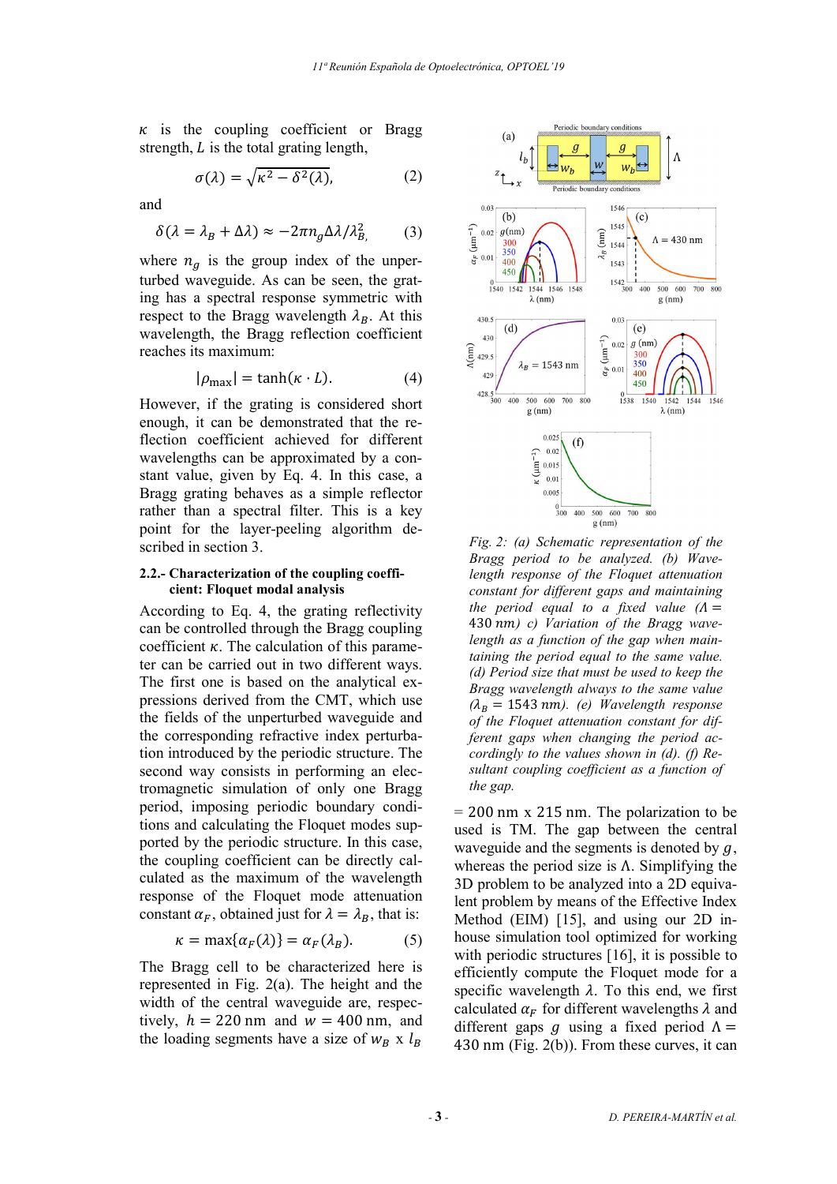$\kappa$ is the coupling coefficient or Bragg strength, $L$ is the total grating length,

$$\sigma(\lambda) = \sqrt{\kappa^2 - \delta^2(\lambda)}, \qquad (2)$$

and

$$\delta(\lambda = \lambda_B + \Delta\lambda) \approx -2\pi n_g \Delta\lambda / \lambda_B^2, \qquad (3)$$

where $n_g$ is the group index of the unperturbed waveguide. As can be seen, the grating has a spectral response symmetric with respect to the Bragg wavelength $\lambda_B$. At this wavelength, the Bragg reflection coefficient reaches its maximum:

$$|\rho_{\max}| = \tanh(\kappa \cdot L). \qquad (4)$$

However, if the grating is considered short enough, it can be demonstrated that the reflection coefficient achieved for different wavelengths can be approximated by a constant value, given by Eq. 4. In this case, a Bragg grating behaves as a simple reflector rather than a spectral filter. This is a key point for the layer-peeling algorithm described in section 3.

### 2.2.- Characterization of the coupling coefficient: Floquet modal analysis

According to Eq. 4, the grating reflectivity can be controlled through the Bragg coupling coefficient $\kappa$. The calculation of this parameter can be carried out in two different ways. The first one is based on the analytical expressions derived from the CMT, which use the fields of the unperturbed waveguide and the corresponding refractive index perturbation introduced by the periodic structure. The second way consists in performing an electromagnetic simulation of only one Bragg period, imposing periodic boundary conditions and calculating the Floquet modes supported by the periodic structure. In this case, the coupling coefficient can be directly calculated as the maximum of the wavelength response of the Floquet mode attenuation constant $\alpha_F$, obtained just for $\lambda = \lambda_B$, that is:

$$\kappa = \max\{\alpha_F(\lambda)\} = \alpha_F(\lambda_B). \qquad (5)$$

The Bragg cell to be characterized here is represented in Fig. 2(a). The height and the width of the central waveguide are, respectively, $h = 220$ nm and $w = 400$ nm, and the loading segments have a size of $w_B$ x $l_B$ = 200 nm x 215 nm. The polarization to be used is TM. The gap between the central waveguide and the segments is denoted by $g$, whereas the period size is $\Lambda$. Simplifying the 3D problem to be analyzed into a 2D equivalent problem by means of the Effective Index Method (EIM) [15], and using our 2D in-house simulation tool optimized for working with periodic structures [16], it is possible to efficiently compute the Floquet mode for a specific wavelength $\lambda$. To this end, we first calculated $\alpha_F$ for different wavelengths $\lambda$ and different gaps $g$ using a fixed period $\Lambda =$ 430 nm (Fig. 2(b)). From these curves, it can

*Fig. 2: (a) Schematic representation of the Bragg period to be analyzed. (b) Wavelength response of the Floquet attenuation constant for different gaps and maintaining the period equal to a fixed value ($\Lambda =$ 430 nm) c) Variation of the Bragg wavelength as a function of the gap when maintaining the period equal to the same value. (d) Period size that must be used to keep the Bragg wavelength always to the same value ($\lambda_B$ = 1543 nm). (e) Wavelength response of the Floquet attenuation constant for different gaps when changing the period accordingly to the values shown in (d). (f) Resultant coupling coefficient as a function of the gap.*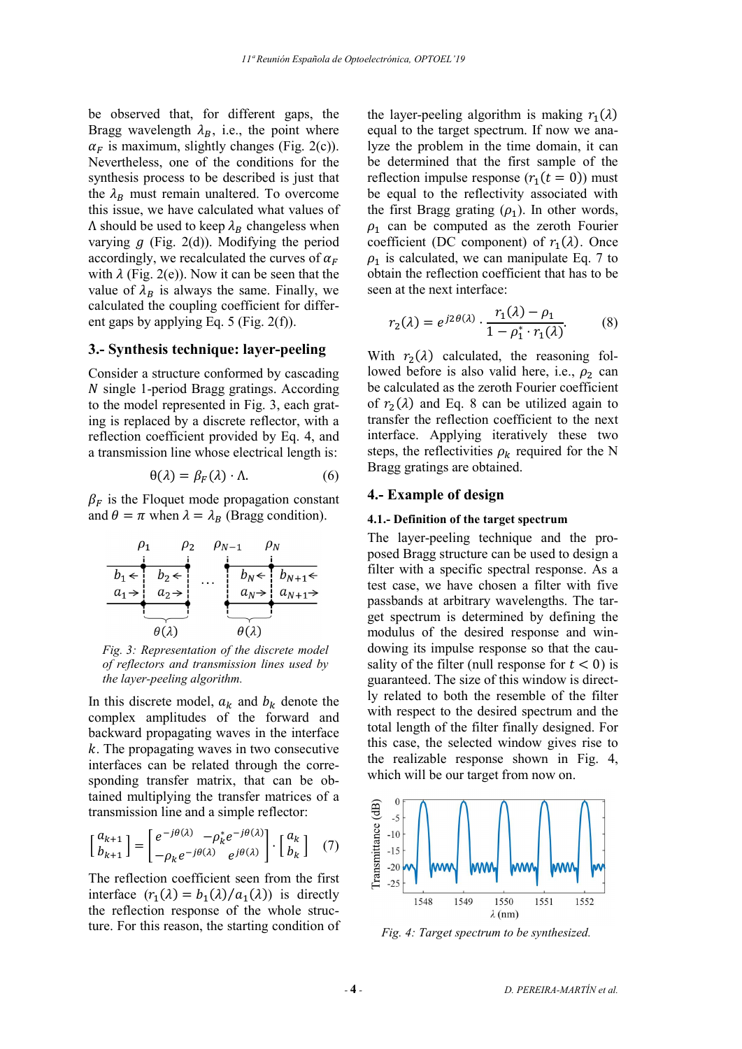be observed that, for different gaps, the Bragg wavelength $\lambda_B$, i.e., the point where $\alpha_F$ is maximum, slightly changes (Fig. 2(c)). Nevertheless, one of the conditions for the synthesis process to be described is just that the $\lambda_B$ must remain unaltered. To overcome this issue, we have calculated what values of $\Lambda$ should be used to keep $\lambda_B$ changeless when varying $g$ (Fig. 2(d)). Modifying the period accordingly, we recalculated the curves of $\alpha_F$ with $\lambda$ (Fig. 2(e)). Now it can be seen that the value of $\lambda_B$ is always the same. Finally, we calculated the coupling coefficient for different gaps by applying Eq. 5 (Fig. 2(f)).

## 3.- Synthesis technique: layer-peeling

Consider a structure conformed by cascading $N$ single 1-period Bragg gratings. According to the model represented in Fig. 3, each grating is replaced by a discrete reflector, with a reflection coefficient provided by Eq. 4, and a transmission line whose electrical length is:

$$\theta(\lambda) = \beta_F(\lambda) \cdot \Lambda. \qquad (6)$$

$\beta_F$ is the Floquet mode propagation constant and $\theta = \pi$ when $\lambda = \lambda_B$ (Bragg condition).

*Fig. 3: Representation of the discrete model of reflectors and transmission lines used by the layer-peeling algorithm.*

In this discrete model, $a_k$ and $b_k$ denote the complex amplitudes of the forward and backward propagating waves in the interface $k$. The propagating waves in two consecutive interfaces can be related through the corresponding transfer matrix, that can be obtained multiplying the transfer matrices of a transmission line and a simple reflector:

$$\begin{bmatrix} a_{k+1} \\ b_{k+1} \end{bmatrix} = \begin{bmatrix} e^{-j\theta(\lambda)} & -\rho_k^* e^{-j\theta(\lambda)} \\ -\rho_k e^{-j\theta(\lambda)} & e^{j\theta(\lambda)} \end{bmatrix} \cdot \begin{bmatrix} a_k \\ b_k \end{bmatrix} \qquad (7)$$

The reflection coefficient seen from the first interface ($r_1(\lambda) = b_1(\lambda)/a_1(\lambda)$) is directly the reflection response of the whole structure. For this reason, the starting condition of the layer-peeling algorithm is making $r_1(\lambda)$ equal to the target spectrum. If now we analyze the problem in the time domain, it can be determined that the first sample of the reflection impulse response ($r_1(t = 0)$) must be equal to the reflectivity associated with the first Bragg grating ($\rho_1$). In other words, $\rho_1$ can be computed as the zeroth Fourier coefficient (DC component) of $r_1(\lambda)$. Once $\rho_1$ is calculated, we can manipulate Eq. 7 to obtain the reflection coefficient that has to be seen at the next interface:

$$r_2(\lambda) = e^{j2\theta(\lambda)} \cdot \frac{r_1(\lambda) - \rho_1}{1 - \rho_1^* \cdot r_1(\lambda)}. \qquad (8)$$

With $r_2(\lambda)$ calculated, the reasoning followed before is also valid here, i.e., $\rho_2$ can be calculated as the zeroth Fourier coefficient of $r_2(\lambda)$ and Eq. 8 can be utilized again to transfer the reflection coefficient to the next interface. Applying iteratively these two steps, the reflectivities $\rho_k$ required for the N Bragg gratings are obtained.

## 4.- Example of design

### 4.1.- Definition of the target spectrum

The layer-peeling technique and the proposed Bragg structure can be used to design a filter with a specific spectral response. As a test case, we have chosen a filter with five passbands at arbitrary wavelengths. The target spectrum is determined by defining the modulus of the desired response and windowing its impulse response so that the causality of the filter (null response for $t < 0$) is guaranteed. The size of this window is directly related to both the resemble of the filter with respect to the desired spectrum and the total length of the filter finally designed. For this case, the selected window gives rise to the realizable response shown in Fig. 4, which will be our target from now on.

*Fig. 4: Target spectrum to be synthesized.*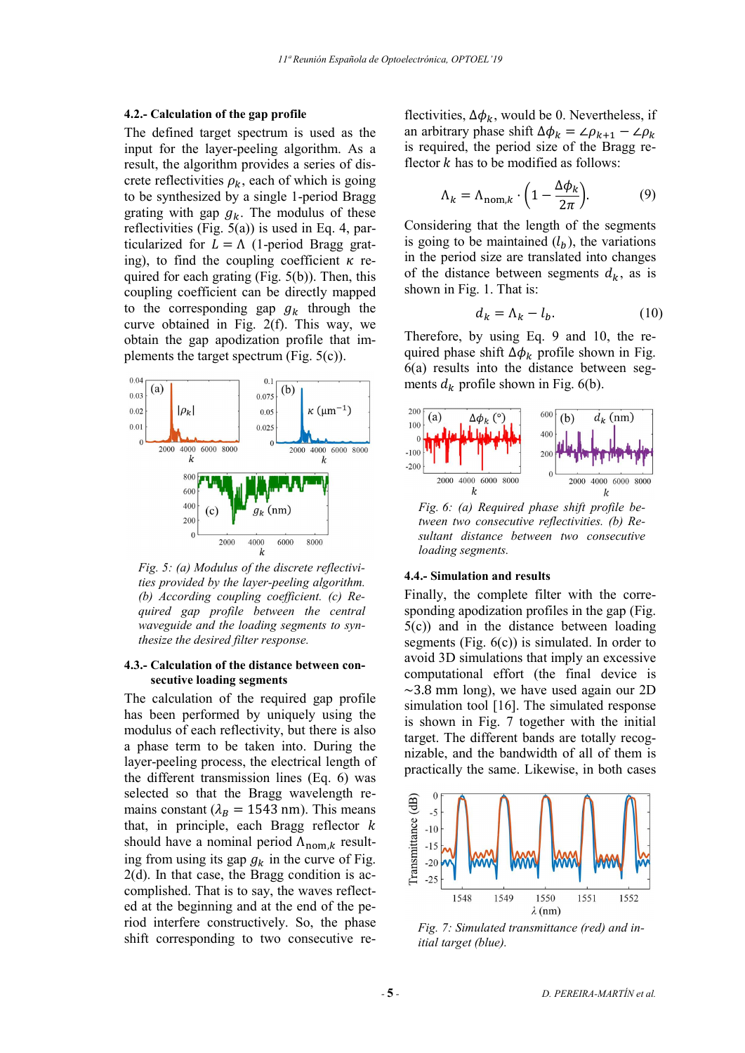### 4.2.- Calculation of the gap profile

The defined target spectrum is used as the input for the layer-peeling algorithm. As a result, the algorithm provides a series of discrete reflectivities $\rho_k$, each of which is going to be synthesized by a single 1-period Bragg grating with gap $g_k$. The modulus of these reflectivities (Fig. 5(a)) is used in Eq. 4, particularized for $L = \Lambda$ (1-period Bragg grating), to find the coupling coefficient $\kappa$ required for each grating (Fig. 5(b)). Then, this coupling coefficient can be directly mapped to the corresponding gap $g_k$ through the curve obtained in Fig. 2(f). This way, we obtain the gap apodization profile that implements the target spectrum (Fig. 5(c)).

*Fig. 5: (a) Modulus of the discrete reflectivities provided by the layer-peeling algorithm. (b) According coupling coefficient. (c) Required gap profile between the central waveguide and the loading segments to synthesize the desired filter response.*

### 4.3.- Calculation of the distance between consecutive loading segments

The calculation of the required gap profile has been performed by uniquely using the modulus of each reflectivity, but there is also a phase term to be taken into. During the layer-peeling process, the electrical length of the different transmission lines (Eq. 6) was selected so that the Bragg wavelength remains constant ($\lambda_B = 1543$ nm). This means that, in principle, each Bragg reflector $k$ should have a nominal period $\Lambda_{\mathrm{nom},k}$ resulting from using its gap $g_k$ in the curve of Fig. 2(d). In that case, the Bragg condition is accomplished. That is to say, the waves reflected at the beginning and at the end of the period interfere constructively. So, the phase shift corresponding to two consecutive reflectivities, $\Delta\phi_k$, would be 0. Nevertheless, if an arbitrary phase shift $\Delta\phi_k = \angle\rho_{k+1} - \angle\rho_k$ is required, the period size of the Bragg reflector $k$ has to be modified as follows:

$$\Lambda_k = \Lambda_{\mathrm{nom},k} \cdot \left(1 - \frac{\Delta\phi_k}{2\pi}\right). \tag{9}$$

Considering that the length of the segments is going to be maintained ($l_b$), the variations in the period size are translated into changes of the distance between segments $d_k$, as is shown in Fig. 1. That is:

$$d_k = \Lambda_k - l_b. \tag{10}$$

Therefore, by using Eq. 9 and 10, the required phase shift $\Delta\phi_k$ profile shown in Fig. 6(a) results into the distance between segments $d_k$ profile shown in Fig. 6(b).

*Fig. 6: (a) Required phase shift profile between two consecutive reflectivities. (b) Resultant distance between two consecutive loading segments.*

### 4.4.- Simulation and results

Finally, the complete filter with the corresponding apodization profiles in the gap (Fig. 5(c)) and in the distance between loading segments (Fig. 6(c)) is simulated. In order to avoid 3D simulations that imply an excessive computational effort (the final device is ~3.8 mm long), we have used again our 2D simulation tool [16]. The simulated response is shown in Fig. 7 together with the initial target. The different bands are totally recognizable, and the bandwidth of all of them is practically the same. Likewise, in both cases

*Fig. 7: Simulated transmittance (red) and initial target (blue).*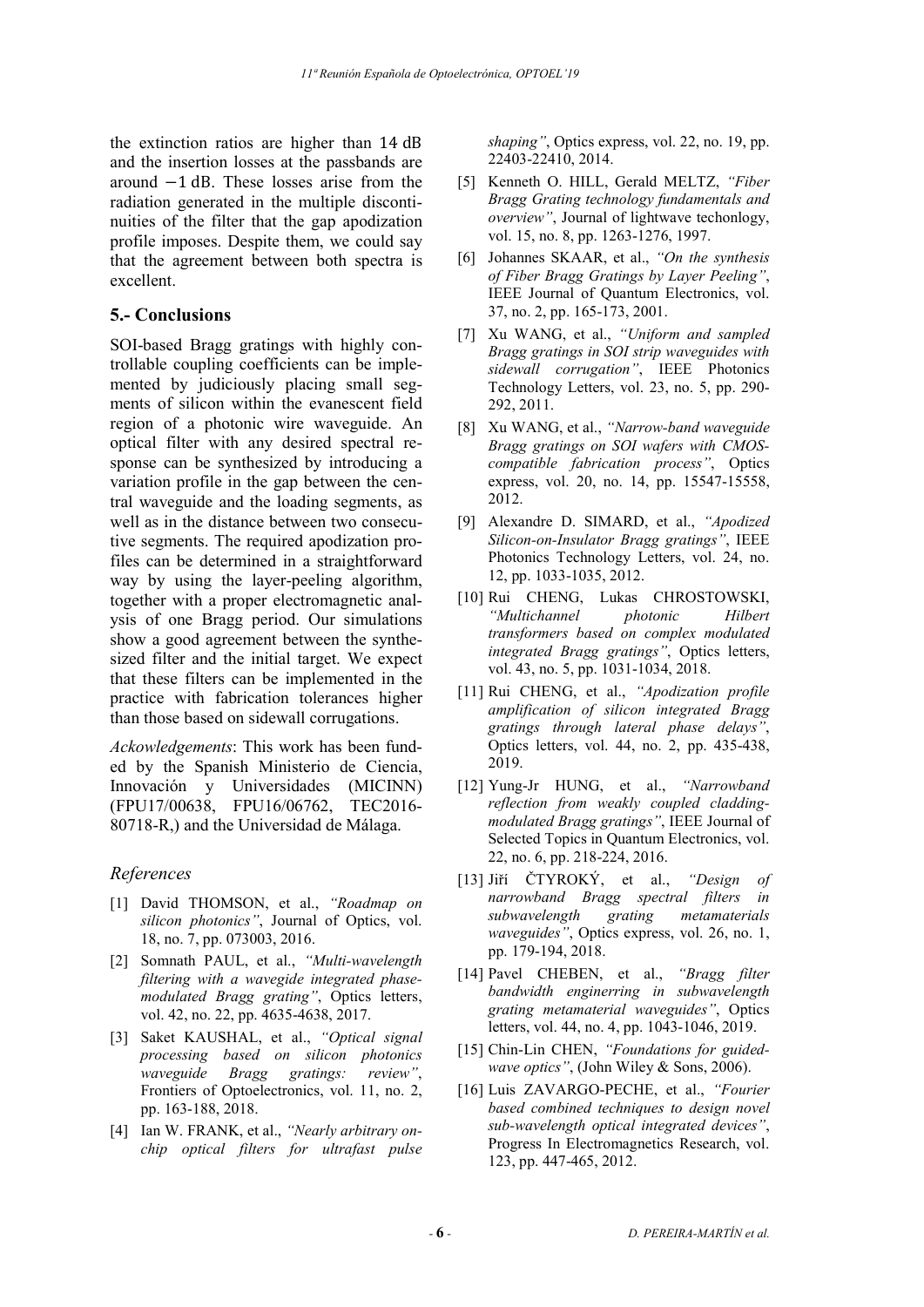the extinction ratios are higher than 14 dB and the insertion losses at the passbands are around $-1$ dB. These losses arise from the radiation generated in the multiple discontinuities of the filter that the gap apodization profile imposes. Despite them, we could say that the agreement between both spectra is excellent.

## 5.- Conclusions

SOI-based Bragg gratings with highly controllable coupling coefficients can be implemented by judiciously placing small segments of silicon within the evanescent field region of a photonic wire waveguide. An optical filter with any desired spectral response can be synthesized by introducing a variation profile in the gap between the central waveguide and the loading segments, as well as in the distance between two consecutive segments. The required apodization profiles can be determined in a straightforward way by using the layer-peeling algorithm, together with a proper electromagnetic analysis of one Bragg period. Our simulations show a good agreement between the synthesized filter and the initial target. We expect that these filters can be implemented in the practice with fabrication tolerances higher than those based on sidewall corrugations.

*Ackowledgements*: This work has been funded by the Spanish Ministerio de Ciencia, Innovación y Universidades (MICINN) (FPU17/00638, FPU16/06762, TEC2016-80718-R,) and the Universidad de Málaga.

## *References*

[1] David THOMSON, et al., *"Roadmap on silicon photonics"*, Journal of Optics, vol. 18, no. 7, pp. 073003, 2016.

[2] Somnath PAUL, et al., *"Multi-wavelength filtering with a wavegide integrated phase-modulated Bragg grating"*, Optics letters, vol. 42, no. 22, pp. 4635-4638, 2017.

[3] Saket KAUSHAL, et al., *"Optical signal processing based on silicon photonics waveguide Bragg gratings: review"*, Frontiers of Optoelectronics, vol. 11, no. 2, pp. 163-188, 2018.

[4] Ian W. FRANK, et al., *"Nearly arbitrary on-chip optical filters for ultrafast pulse shaping"*, Optics express, vol. 22, no. 19, pp. 22403-22410, 2014.

[5] Kenneth O. HILL, Gerald MELTZ, *"Fiber Bragg Grating technology fundamentals and overview"*, Journal of lightwave techonlogy, vol. 15, no. 8, pp. 1263-1276, 1997.

[6] Johannes SKAAR, et al., *"On the synthesis of Fiber Bragg Gratings by Layer Peeling"*, IEEE Journal of Quantum Electronics, vol. 37, no. 2, pp. 165-173, 2001.

[7] Xu WANG, et al., *"Uniform and sampled Bragg gratings in SOI strip waveguides with sidewall corrugation"*, IEEE Photonics Technology Letters, vol. 23, no. 5, pp. 290-292, 2011.

[8] Xu WANG, et al., *"Narrow-band waveguide Bragg gratings on SOI wafers with CMOS-compatible fabrication process"*, Optics express, vol. 20, no. 14, pp. 15547-15558, 2012.

[9] Alexandre D. SIMARD, et al., *"Apodized Silicon-on-Insulator Bragg gratings"*, IEEE Photonics Technology Letters, vol. 24, no. 12, pp. 1033-1035, 2012.

[10] Rui CHENG, Lukas CHROSTOWSKI, *"Multichannel photonic Hilbert transformers based on complex modulated integrated Bragg gratings"*, Optics letters, vol. 43, no. 5, pp. 1031-1034, 2018.

[11] Rui CHENG, et al., *"Apodization profile amplification of silicon integrated Bragg gratings through lateral phase delays"*, Optics letters, vol. 44, no. 2, pp. 435-438, 2019.

[12] Yung-Jr HUNG, et al., *"Narrowband reflection from weakly coupled cladding-modulated Bragg gratings"*, IEEE Journal of Selected Topics in Quantum Electronics, vol. 22, no. 6, pp. 218-224, 2016.

[13] Jiří ČTYROKÝ, et al., *"Design of narrowband Bragg spectral filters in subwavelength grating metamaterials waveguides"*, Optics express, vol. 26, no. 1, pp. 179-194, 2018.

[14] Pavel CHEBEN, et al., *"Bragg filter bandwidth enginerring in subwavelength grating metamaterial waveguides"*, Optics letters, vol. 44, no. 4, pp. 1043-1046, 2019.

[15] Chin-Lin CHEN, *"Foundations for guided-wave optics"*, (John Wiley & Sons, 2006).

[16] Luis ZAVARGO-PECHE, et al., *"Fourier based combined techniques to design novel sub-wavelength optical integrated devices"*, Progress In Electromagnetics Research, vol. 123, pp. 447-465, 2012.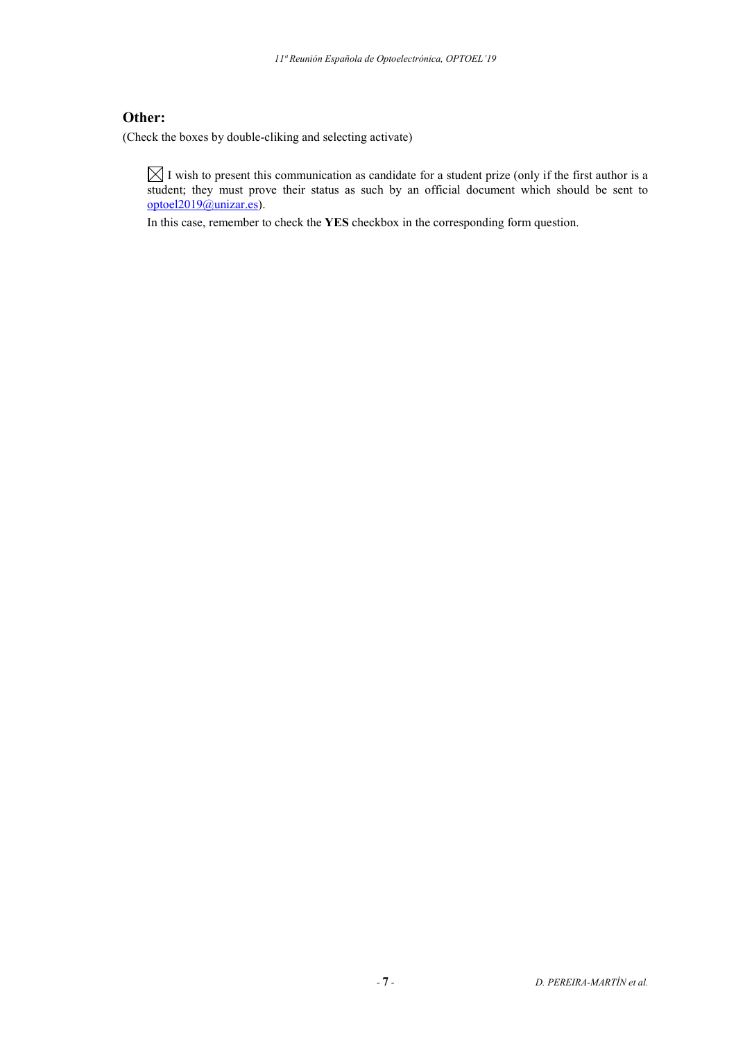## Other:

(Check the boxes by double-cliking and selecting activate)

☒ I wish to present this communication as candidate for a student prize (only if the first author is a student; they must prove their status as such by an official document which should be sent to optoel2019@unizar.es).

In this case, remember to check the **YES** checkbox in the corresponding form question.